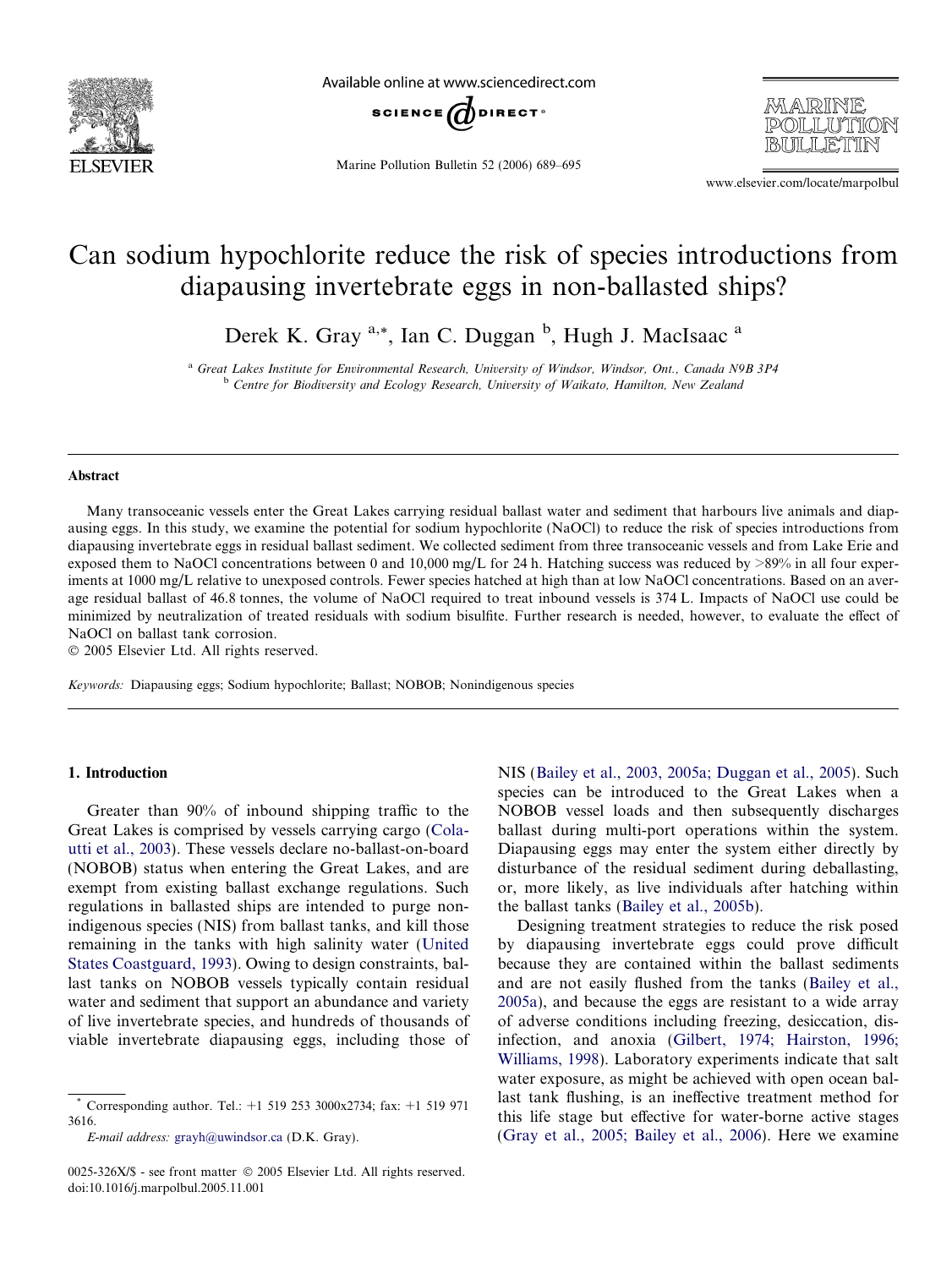# Can sodium hypochlorite reduce the risk of species introductions from diapausing invertebrate eggs in non-ballasted ships?

Derek K. Gray [a,*], Ian C. Duggan [b], Hugh J. MacIsaac [a]

[a] Great Lakes Institute for Environmental Research, University of Windsor, Windsor, Ont., Canada N9B 3P4

[b] Centre for Biodiversity and Ecology Research, University of Waikato, Hamilton, New Zealand

## Abstract

Many transoceanic vessels enter the Great Lakes carrying residual ballast water and sediment that harbours live animals and diapausing eggs. In this study, we examine the potential for sodium hypochlorite (NaOCl) to reduce the risk of species introductions from diapausing invertebrate eggs in residual ballast sediment. We collected sediment from three transoceanic vessels and from Lake Erie and exposed them to NaOCl concentrations between 0 and 10,000 mg/L for 24 h. Hatching success was reduced by >89% in all four experiments at 1000 mg/L relative to unexposed controls. Fewer species hatched at high than at low NaOCl concentrations. Based on an average residual ballast of 46.8 tonnes, the volume of NaOCl required to treat inbound vessels is 374 L. Impacts of NaOCl use could be minimized by neutralization of treated residuals with sodium bisulfite. Further research is needed, however, to evaluate the effect of NaOCl on ballast tank corrosion.

© 2005 Elsevier Ltd. All rights reserved.

*Keywords:* Diapausing eggs; Sodium hypochlorite; Ballast; NOBOB; Nonindigenous species

## 1. Introduction

Greater than 90% of inbound shipping traffic to the Great Lakes is comprised by vessels carrying cargo (Colautti et al., 2003). These vessels declare no-ballast-on-board (NOBOB) status when entering the Great Lakes, and are exempt from existing ballast exchange regulations. Such regulations in ballasted ships are intended to purge nonindigenous species (NIS) from ballast tanks, and kill those remaining in the tanks with high salinity water (United States Coastguard, 1993). Owing to design constraints, ballast tanks on NOBOB vessels typically contain residual water and sediment that support an abundance and variety of live invertebrate species, and hundreds of thousands of viable invertebrate diapausing eggs, including those of NIS (Bailey et al., 2003, 2005a; Duggan et al., 2005). Such species can be introduced to the Great Lakes when a NOBOB vessel loads and then subsequently discharges ballast during multi-port operations within the system. Diapausing eggs may enter the system either directly by disturbance of the residual sediment during deballasting, or, more likely, as live individuals after hatching within the ballast tanks (Bailey et al., 2005b).

Designing treatment strategies to reduce the risk posed by diapausing invertebrate eggs could prove difficult because they are contained within the ballast sediments and are not easily flushed from the tanks (Bailey et al., 2005a), and because the eggs are resistant to a wide array of adverse conditions including freezing, desiccation, disinfection, and anoxia (Gilbert, 1974; Hairston, 1996; Williams, 1998). Laboratory experiments indicate that salt water exposure, as might be achieved with open ocean ballast tank flushing, is an ineffective treatment method for this life stage but effective for water-borne active stages (Gray et al., 2005; Bailey et al., 2006). Here we examine

* Corresponding author. Tel.: +1 519 253 3000x2734; fax: +1 519 971 3616.
*E-mail address:* grayh@uwindsor.ca (D.K. Gray).

0025-326X/$ - see front matter © 2005 Elsevier Ltd. All rights reserved.
doi:10.1016/j.marpolbul.2005.11.001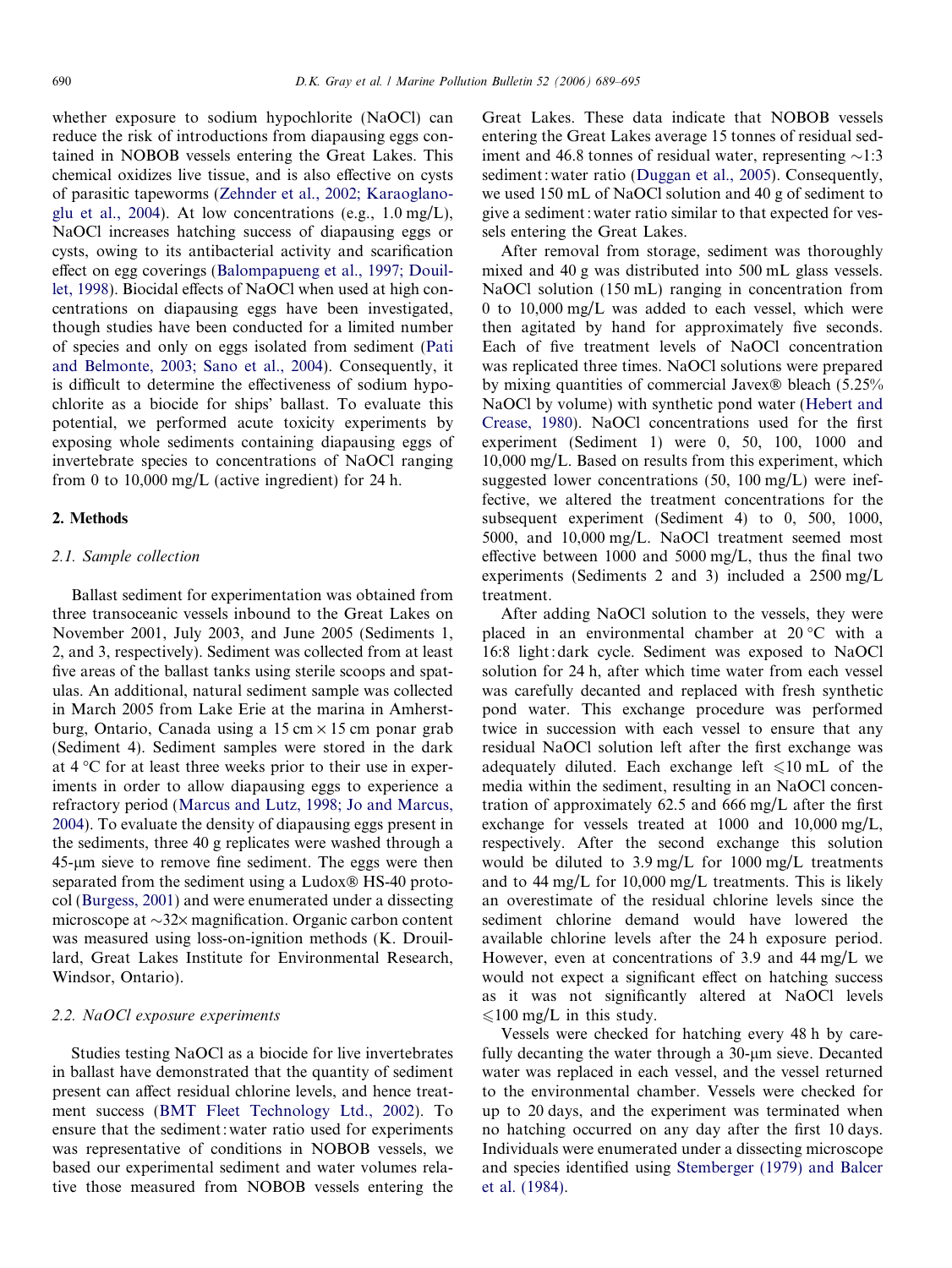whether exposure to sodium hypochlorite (NaOCl) can reduce the risk of introductions from diapausing eggs contained in NOBOB vessels entering the Great Lakes. This chemical oxidizes live tissue, and is also effective on cysts of parasitic tapeworms (Zehnder et al., 2002; Karaoglanoglu et al., 2004). At low concentrations (e.g., 1.0 mg/L), NaOCl increases hatching success of diapausing eggs or cysts, owing to its antibacterial activity and scarification effect on egg coverings (Balompapueng et al., 1997; Douillet, 1998). Biocidal effects of NaOCl when used at high concentrations on diapausing eggs have been investigated, though studies have been conducted for a limited number of species and only on eggs isolated from sediment (Pati and Belmonte, 2003; Sano et al., 2004). Consequently, it is difficult to determine the effectiveness of sodium hypochlorite as a biocide for ships' ballast. To evaluate this potential, we performed acute toxicity experiments by exposing whole sediments containing diapausing eggs of invertebrate species to concentrations of NaOCl ranging from 0 to 10,000 mg/L (active ingredient) for 24 h.

## 2. Methods

### 2.1. Sample collection

Ballast sediment for experimentation was obtained from three transoceanic vessels inbound to the Great Lakes on November 2001, July 2003, and June 2005 (Sediments 1, 2, and 3, respectively). Sediment was collected from at least five areas of the ballast tanks using sterile scoops and spatulas. An additional, natural sediment sample was collected in March 2005 from Lake Erie at the marina in Amherstburg, Ontario, Canada using a 15 cm × 15 cm ponar grab (Sediment 4). Sediment samples were stored in the dark at 4 °C for at least three weeks prior to their use in experiments in order to allow diapausing eggs to experience a refractory period (Marcus and Lutz, 1998; Jo and Marcus, 2004). To evaluate the density of diapausing eggs present in the sediments, three 40 g replicates were washed through a 45-μm sieve to remove fine sediment. The eggs were then separated from the sediment using a Ludox® HS-40 protocol (Burgess, 2001) and were enumerated under a dissecting microscope at ~32× magnification. Organic carbon content was measured using loss-on-ignition methods (K. Drouillard, Great Lakes Institute for Environmental Research, Windsor, Ontario).

### 2.2. NaOCl exposure experiments

Studies testing NaOCl as a biocide for live invertebrates in ballast have demonstrated that the quantity of sediment present can affect residual chlorine levels, and hence treatment success (BMT Fleet Technology Ltd., 2002). To ensure that the sediment : water ratio used for experiments was representative of conditions in NOBOB vessels, we based our experimental sediment and water volumes relative those measured from NOBOB vessels entering the Great Lakes. These data indicate that NOBOB vessels entering the Great Lakes average 15 tonnes of residual sediment and 46.8 tonnes of residual water, representing ~1:3 sediment : water ratio (Duggan et al., 2005). Consequently, we used 150 mL of NaOCl solution and 40 g of sediment to give a sediment : water ratio similar to that expected for vessels entering the Great Lakes.

After removal from storage, sediment was thoroughly mixed and 40 g was distributed into 500 mL glass vessels. NaOCl solution (150 mL) ranging in concentration from 0 to 10,000 mg/L was added to each vessel, which were then agitated by hand for approximately five seconds. Each of five treatment levels of NaOCl concentration was replicated three times. NaOCl solutions were prepared by mixing quantities of commercial Javex® bleach (5.25% NaOCl by volume) with synthetic pond water (Hebert and Crease, 1980). NaOCl concentrations used for the first experiment (Sediment 1) were 0, 50, 100, 1000 and 10,000 mg/L. Based on results from this experiment, which suggested lower concentrations (50, 100 mg/L) were ineffective, we altered the treatment concentrations for the subsequent experiment (Sediment 4) to 0, 500, 1000, 5000, and 10,000 mg/L. NaOCl treatment seemed most effective between 1000 and 5000 mg/L, thus the final two experiments (Sediments 2 and 3) included a 2500 mg/L treatment.

After adding NaOCl solution to the vessels, they were placed in an environmental chamber at 20 °C with a 16:8 light : dark cycle. Sediment was exposed to NaOCl solution for 24 h, after which time water from each vessel was carefully decanted and replaced with fresh synthetic pond water. This exchange procedure was performed twice in succession with each vessel to ensure that any residual NaOCl solution left after the first exchange was adequately diluted. Each exchange left ⩽10 mL of the media within the sediment, resulting in an NaOCl concentration of approximately 62.5 and 666 mg/L after the first exchange for vessels treated at 1000 and 10,000 mg/L, respectively. After the second exchange this solution would be diluted to 3.9 mg/L for 1000 mg/L treatments and to 44 mg/L for 10,000 mg/L treatments. This is likely an overestimate of the residual chlorine levels since the sediment chlorine demand would have lowered the available chlorine levels after the 24 h exposure period. However, even at concentrations of 3.9 and 44 mg/L we would not expect a significant effect on hatching success as it was not significantly altered at NaOCl levels ⩽100 mg/L in this study.

Vessels were checked for hatching every 48 h by carefully decanting the water through a 30-μm sieve. Decanted water was replaced in each vessel, and the vessel returned to the environmental chamber. Vessels were checked for up to 20 days, and the experiment was terminated when no hatching occurred on any day after the first 10 days. Individuals were enumerated under a dissecting microscope and species identified using Stemberger (1979) and Balcer et al. (1984).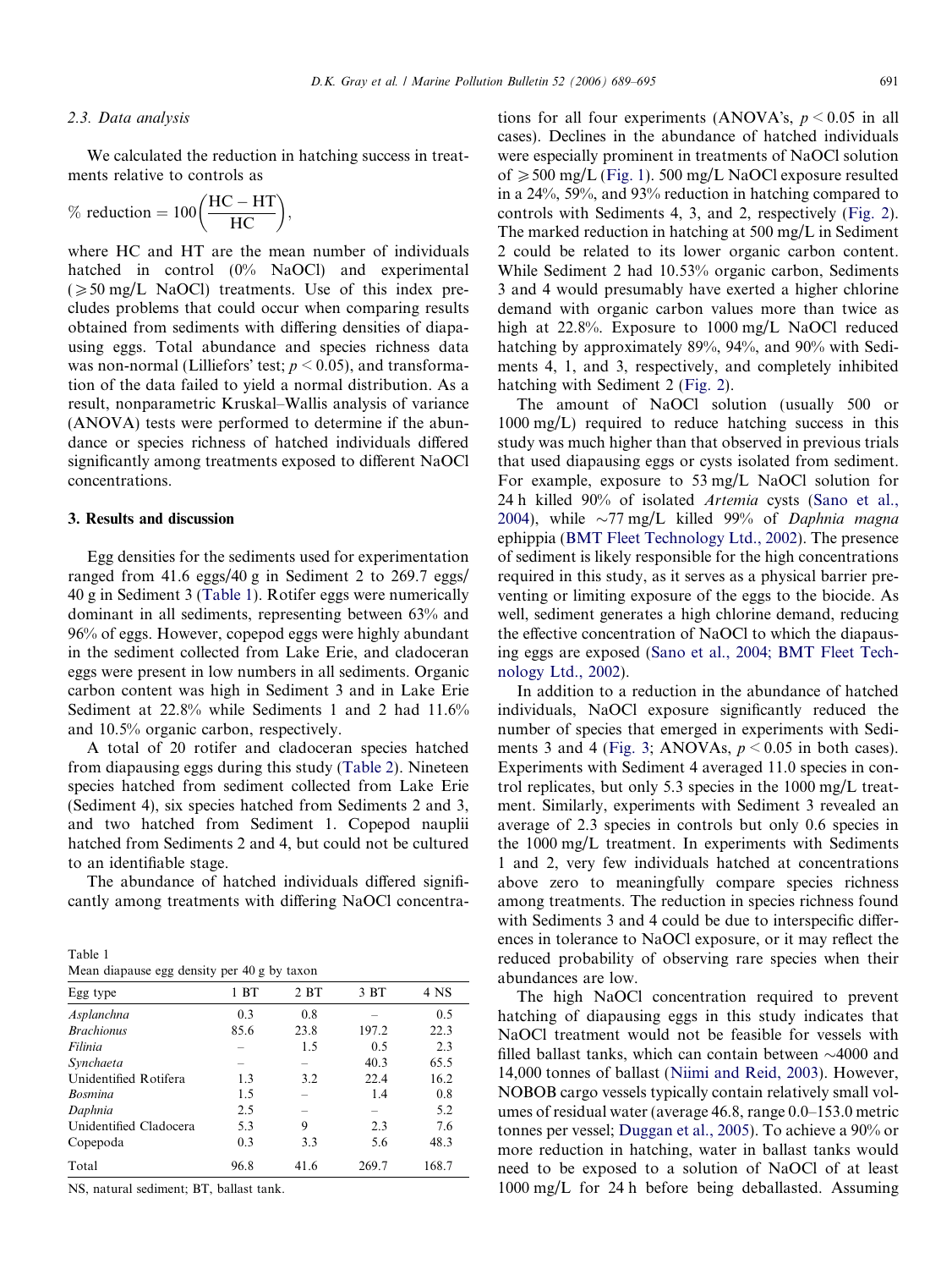### 2.3. Data analysis

We calculated the reduction in hatching success in treatments relative to controls as

$$\% \text{ reduction} = 100\left(\frac{\text{HC} - \text{HT}}{\text{HC}}\right),$$

where HC and HT are the mean number of individuals hatched in control (0% NaOCl) and experimental ($\geqslant 50$ mg/L NaOCl) treatments. Use of this index precludes problems that could occur when comparing results obtained from sediments with differing densities of diapausing eggs. Total abundance and species richness data was non-normal (Lilliefors' test; $p < 0.05$), and transformation of the data failed to yield a normal distribution. As a result, nonparametric Kruskal–Wallis analysis of variance (ANOVA) tests were performed to determine if the abundance or species richness of hatched individuals differed significantly among treatments exposed to different NaOCl concentrations.

## 3. Results and discussion

Egg densities for the sediments used for experimentation ranged from 41.6 eggs/40 g in Sediment 2 to 269.7 eggs/40 g in Sediment 3 (Table 1). Rotifer eggs were numerically dominant in all sediments, representing between 63% and 96% of eggs. However, copepod eggs were highly abundant in the sediment collected from Lake Erie, and cladoceran eggs were present in low numbers in all sediments. Organic carbon content was high in Sediment 3 and in Lake Erie Sediment at 22.8% while Sediments 1 and 2 had 11.6% and 10.5% organic carbon, respectively.

A total of 20 rotifer and cladoceran species hatched from diapausing eggs during this study (Table 2). Nineteen species hatched from sediment collected from Lake Erie (Sediment 4), six species hatched from Sediments 2 and 3, and two hatched from Sediment 1. Copepod nauplii hatched from Sediments 2 and 4, but could not be cultured to an identifiable stage.

The abundance of hatched individuals differed significantly among treatments with differing NaOCl concentrations for all four experiments (ANOVA's, $p < 0.05$ in all cases). Declines in the abundance of hatched individuals were especially prominent in treatments of NaOCl solution of $\geqslant 500$ mg/L (Fig. 1). 500 mg/L NaOCl exposure resulted in a 24%, 59%, and 93% reduction in hatching compared to controls with Sediments 4, 3, and 2, respectively (Fig. 2). The marked reduction in hatching at 500 mg/L in Sediment 2 could be related to its lower organic carbon content. While Sediment 2 had 10.53% organic carbon, Sediments 3 and 4 would presumably have exerted a higher chlorine demand with organic carbon values more than twice as high at 22.8%. Exposure to 1000 mg/L NaOCl reduced hatching by approximately 89%, 94%, and 90% with Sediments 4, 1, and 3, respectively, and completely inhibited hatching with Sediment 2 (Fig. 2).

The amount of NaOCl solution (usually 500 or 1000 mg/L) required to reduce hatching success in this study was much higher than that observed in previous trials that used diapausing eggs or cysts isolated from sediment. For example, exposure to 53 mg/L NaOCl solution for 24 h killed 90% of isolated *Artemia* cysts (Sano et al., 2004), while ~77 mg/L killed 99% of *Daphnia magna* ephippia (BMT Fleet Technology Ltd., 2002). The presence of sediment is likely responsible for the high concentrations required in this study, as it serves as a physical barrier preventing or limiting exposure of the eggs to the biocide. As well, sediment generates a high chlorine demand, reducing the effective concentration of NaOCl to which the diapausing eggs are exposed (Sano et al., 2004; BMT Fleet Technology Ltd., 2002).

In addition to a reduction in the abundance of hatched individuals, NaOCl exposure significantly reduced the number of species that emerged in experiments with Sediments 3 and 4 (Fig. 3; ANOVAs, $p < 0.05$ in both cases). Experiments with Sediment 4 averaged 11.0 species in control replicates, but only 5.3 species in the 1000 mg/L treatment. Similarly, experiments with Sediment 3 revealed an average of 2.3 species in controls but only 0.6 species in the 1000 mg/L treatment. In experiments with Sediments 1 and 2, very few individuals hatched at concentrations above zero to meaningfully compare species richness among treatments. The reduction in species richness found with Sediments 3 and 4 could be due to interspecific differences in tolerance to NaOCl exposure, or it may reflect the reduced probability of observing rare species when their abundances are low.

The high NaOCl concentration required to prevent hatching of diapausing eggs in this study indicates that NaOCl treatment would not be feasible for vessels with filled ballast tanks, which can contain between ~4000 and 14,000 tonnes of ballast (Niimi and Reid, 2003). However, NOBOB cargo vessels typically contain relatively small volumes of residual water (average 46.8, range 0.0–153.0 metric tonnes per vessel; Duggan et al., 2005). To achieve a 90% or more reduction in hatching, water in ballast tanks would need to be exposed to a solution of NaOCl of at least 1000 mg/L for 24 h before being deballasted. Assuming

Table 1
Mean diapause egg density per 40 g by taxon

| Egg type | 1 BT | 2 BT | 3 BT | 4 NS |
|---|---|---|---|---|
| *Asplanchna* | 0.3 | 0.8 | – | 0.5 |
| *Brachionus* | 85.6 | 23.8 | 197.2 | 22.3 |
| *Filinia* | – | 1.5 | 0.5 | 2.3 |
| *Synchaeta* | – | – | 40.3 | 65.5 |
| Unidentified Rotifera | 1.3 | 3.2 | 22.4 | 16.2 |
| *Bosmina* | 1.5 | – | 1.4 | 0.8 |
| *Daphnia* | 2.5 | – | – | 5.2 |
| Unidentified Cladocera | 5.3 | 9 | 2.3 | 7.6 |
| Copepoda | 0.3 | 3.3 | 5.6 | 48.3 |
| Total | 96.8 | 41.6 | 269.7 | 168.7 |

NS, natural sediment; BT, ballast tank.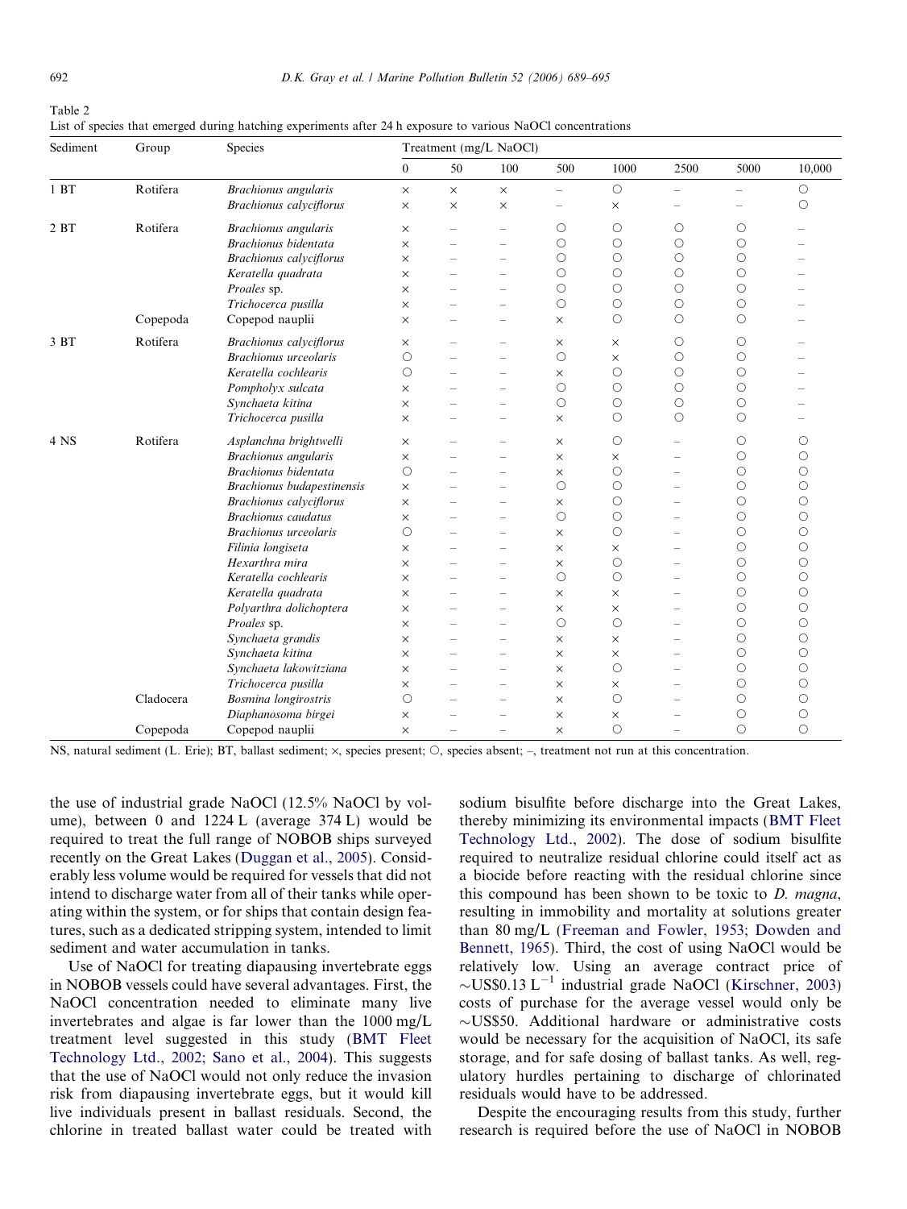Table 2
List of species that emerged during hatching experiments after 24 h exposure to various NaOCl concentrations

| Sediment | Group | Species | Treatment (mg/L NaOCl) | | | | | | | |
|---|---|---|---|---|---|---|---|---|---|---|
| | | | 0 | 50 | 100 | 500 | 1000 | 2500 | 5000 | 10,000 |
| 1 BT | Rotifera | *Brachionus angularis* | × | × | × | – | ○ | – | – | ○ |
| | | *Brachionus calyciflorus* | × | × | × | – | × | – | – | ○ |
| 2 BT | Rotifera | *Brachionus angularis* | × | – | – | ○ | ○ | ○ | ○ | – |
| | | *Brachionus bidentata* | × | – | – | ○ | ○ | ○ | ○ | – |
| | | *Brachionus calyciflorus* | × | – | – | ○ | ○ | ○ | ○ | – |
| | | *Keratella quadrata* | × | – | – | ○ | ○ | ○ | ○ | – |
| | | *Proales* sp. | × | – | – | ○ | ○ | ○ | ○ | – |
| | | *Trichocerca pusilla* | × | – | – | ○ | ○ | ○ | ○ | – |
| | Copepoda | Copepod nauplii | × | – | – | × | ○ | ○ | ○ | – |
| 3 BT | Rotifera | *Brachionus calyciflorus* | × | – | – | × | × | ○ | ○ | – |
| | | *Brachionus urceolaris* | ○ | – | – | ○ | × | ○ | ○ | – |
| | | *Keratella cochlearis* | ○ | – | – | × | ○ | ○ | ○ | – |
| | | *Pompholyx sulcata* | × | – | – | ○ | ○ | ○ | ○ | – |
| | | *Synchaeta kitina* | × | – | – | ○ | ○ | ○ | ○ | – |
| | | *Trichocerca pusilla* | × | – | – | × | ○ | ○ | ○ | – |
| 4 NS | Rotifera | *Asplanchna brightwelli* | × | – | – | × | ○ | – | ○ | ○ |
| | | *Brachionus angularis* | × | – | – | × | × | – | ○ | ○ |
| | | *Brachionus bidentata* | ○ | – | – | × | ○ | – | ○ | ○ |
| | | *Brachionus budapestinensis* | × | – | – | ○ | ○ | – | ○ | ○ |
| | | *Brachionus calyciflorus* | × | – | – | × | ○ | – | ○ | ○ |
| | | *Brachionus caudatus* | × | – | – | ○ | ○ | – | ○ | ○ |
| | | *Brachionus urceolaris* | ○ | – | – | × | ○ | – | ○ | ○ |
| | | *Filinia longiseta* | × | – | – | × | × | – | ○ | ○ |
| | | *Hexarthra mira* | × | – | – | × | ○ | – | ○ | ○ |
| | | *Keratella cochlearis* | × | – | – | ○ | ○ | – | ○ | ○ |
| | | *Keratella quadrata* | × | – | – | × | × | – | ○ | ○ |
| | | *Polyarthra dolichoptera* | × | – | – | × | × | – | ○ | ○ |
| | | *Proales* sp. | × | – | – | ○ | ○ | – | ○ | ○ |
| | | *Synchaeta grandis* | × | – | – | × | × | – | ○ | ○ |
| | | *Synchaeta kitina* | × | – | – | × | × | – | ○ | ○ |
| | | *Synchaeta lakowitziana* | × | – | – | × | ○ | – | ○ | ○ |
| | | *Trichocerca pusilla* | × | – | – | × | × | – | ○ | ○ |
| | Cladocera | *Bosmina longirostris* | ○ | – | – | × | ○ | – | ○ | ○ |
| | | *Diaphanosoma birgei* | × | – | – | × | × | – | ○ | ○ |
| | Copepoda | Copepod nauplii | × | – | – | × | ○ | – | ○ | ○ |

NS, natural sediment (L. Erie); BT, ballast sediment; ×, species present; ○, species absent; –, treatment not run at this concentration.

the use of industrial grade NaOCl (12.5% NaOCl by volume), between 0 and 1224 L (average 374 L) would be required to treat the full range of NOBOB ships surveyed recently on the Great Lakes (Duggan et al., 2005). Considerably less volume would be required for vessels that did not intend to discharge water from all of their tanks while operating within the system, or for ships that contain design features, such as a dedicated stripping system, intended to limit sediment and water accumulation in tanks.

Use of NaOCl for treating diapausing invertebrate eggs in NOBOB vessels could have several advantages. First, the NaOCl concentration needed to eliminate many live invertebrates and algae is far lower than the 1000 mg/L treatment level suggested in this study (BMT Fleet Technology Ltd., 2002; Sano et al., 2004). This suggests that the use of NaOCl would not only reduce the invasion risk from diapausing invertebrate eggs, but it would kill live individuals present in ballast residuals. Second, the chlorine in treated ballast water could be treated with sodium bisulfite before discharge into the Great Lakes, thereby minimizing its environmental impacts (BMT Fleet Technology Ltd., 2002). The dose of sodium bisulfite required to neutralize residual chlorine could itself act as a biocide before reacting with the residual chlorine since this compound has been shown to be toxic to *D. magna*, resulting in immobility and mortality at solutions greater than 80 mg/L (Freeman and Fowler, 1953; Dowden and Bennett, 1965). Third, the cost of using NaOCl would be relatively low. Using an average contract price of ~US$0.13 $L^{-1}$ industrial grade NaOCl (Kirschner, 2003) costs of purchase for the average vessel would only be ~US$50. Additional hardware or administrative costs would be necessary for the acquisition of NaOCl, its safe storage, and for safe dosing of ballast tanks. As well, regulatory hurdles pertaining to discharge of chlorinated residuals would have to be addressed.

Despite the encouraging results from this study, further research is required before the use of NaOCl in NOBOB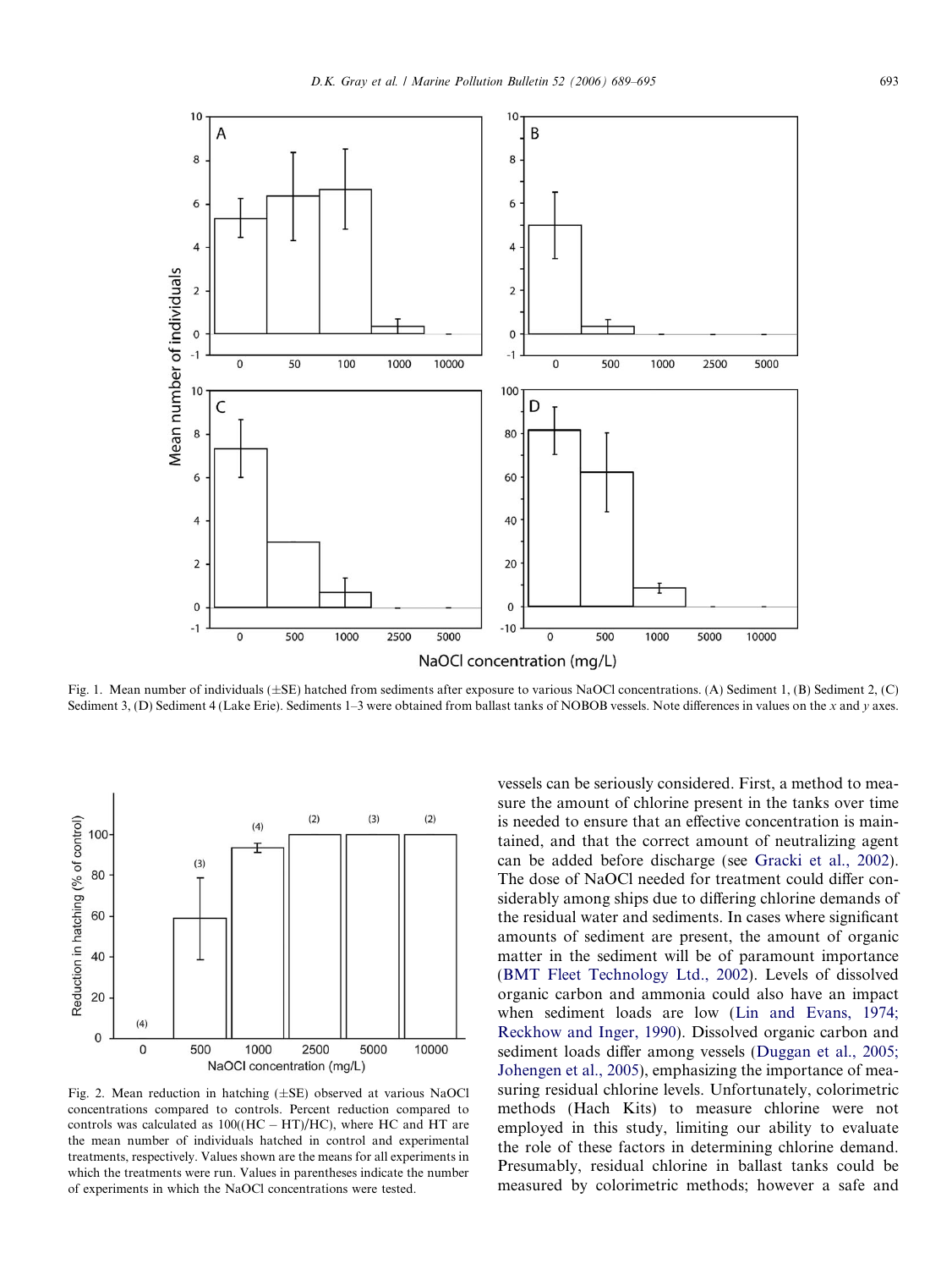Fig. 1. Mean number of individuals (±SE) hatched from sediments after exposure to various NaOCl concentrations. (A) Sediment 1, (B) Sediment 2, (C) Sediment 3, (D) Sediment 4 (Lake Erie). Sediments 1–3 were obtained from ballast tanks of NOBOB vessels. Note differences in values on the $x$ and $y$ axes.

Fig. 2. Mean reduction in hatching (±SE) observed at various NaOCl concentrations compared to controls. Percent reduction compared to controls was calculated as $100((HC - HT)/HC)$, where HC and HT are the mean number of individuals hatched in control and experimental treatments, respectively. Values shown are the means for all experiments in which the treatments were run. Values in parentheses indicate the number of experiments in which the NaOCl concentrations were tested.

vessels can be seriously considered. First, a method to measure the amount of chlorine present in the tanks over time is needed to ensure that an effective concentration is maintained, and that the correct amount of neutralizing agent can be added before discharge (see Gracki et al., 2002). The dose of NaOCl needed for treatment could differ considerably among ships due to differing chlorine demands of the residual water and sediments. In cases where significant amounts of sediment are present, the amount of organic matter in the sediment will be of paramount importance (BMT Fleet Technology Ltd., 2002). Levels of dissolved organic carbon and ammonia could also have an impact when sediment loads are low (Lin and Evans, 1974; Reckhow and Inger, 1990). Dissolved organic carbon and sediment loads differ among vessels (Duggan et al., 2005; Johengen et al., 2005), emphasizing the importance of measuring residual chlorine levels. Unfortunately, colorimetric methods (Hach Kits) to measure chlorine were not employed in this study, limiting our ability to evaluate the role of these factors in determining chlorine demand. Presumably, residual chlorine in ballast tanks could be measured by colorimetric methods; however a safe and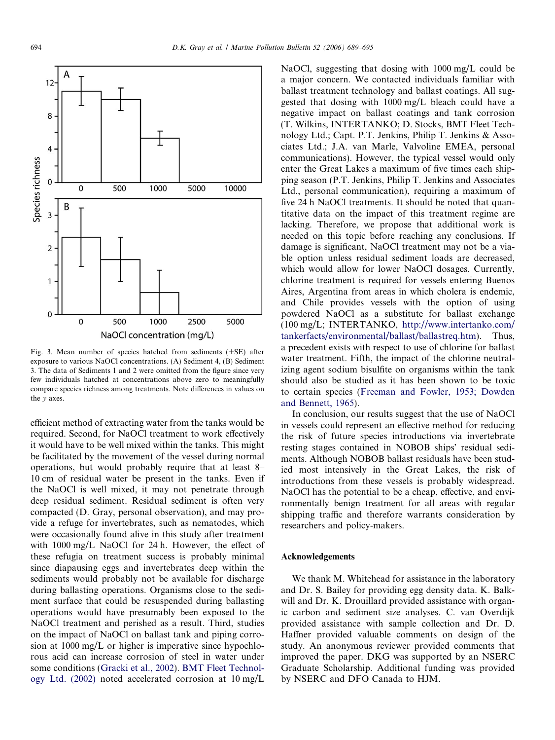A

12

8

4

0

0 500 1000 5000 10000

B

3

2

1

0

0 500 1000 2500 5000

Species richness

NaOCl concentration (mg/L)

Fig. 3. Mean number of species hatched from sediments (±SE) after exposure to various NaOCl concentrations. (A) Sediment 4, (B) Sediment 3. The data of Sediments 1 and 2 were omitted from the figure since very few individuals hatched at concentrations above zero to meaningfully compare species richness among treatments. Note differences in values on the *y* axes.

efficient method of extracting water from the tanks would be required. Second, for NaOCl treatment to work effectively it would have to be well mixed within the tanks. This might be facilitated by the movement of the vessel during normal operations, but would probably require that at least 8–10 cm of residual water be present in the tanks. Even if the NaOCl is well mixed, it may not penetrate through deep residual sediment. Residual sediment is often very compacted (D. Gray, personal observation), and may provide a refuge for invertebrates, such as nematodes, which were occasionally found alive in this study after treatment with 1000 mg/L NaOCl for 24 h. However, the effect of these refugia on treatment success is probably minimal since diapausing eggs and invertebrates deep within the sediments would probably not be available for discharge during ballasting operations. Organisms close to the sediment surface that could be resuspended during ballasting operations would have presumably been exposed to the NaOCl treatment and perished as a result. Third, studies on the impact of NaOCl on ballast tank and piping corrosion at 1000 mg/L or higher is imperative since hypochlorous acid can increase corrosion of steel in water under some conditions (Gracki et al., 2002). BMT Fleet Technology Ltd. (2002) noted accelerated corrosion at 10 mg/L NaOCl, suggesting that dosing with 1000 mg/L could be a major concern. We contacted individuals familiar with ballast treatment technology and ballast coatings. All suggested that dosing with 1000 mg/L bleach could have a negative impact on ballast coatings and tank corrosion (T. Wilkins, INTERTANKO; D. Stocks, BMT Fleet Technology Ltd.; Capt. P.T. Jenkins, Philip T. Jenkins & Associates Ltd.; J.A. van Marle, Valvoline EMEA, personal communications). However, the typical vessel would only enter the Great Lakes a maximum of five times each shipping season (P.T. Jenkins, Philip T. Jenkins and Associates Ltd., personal communication), requiring a maximum of five 24 h NaOCl treatments. It should be noted that quantitative data on the impact of this treatment regime are lacking. Therefore, we propose that additional work is needed on this topic before reaching any conclusions. If damage is significant, NaOCl treatment may not be a viable option unless residual sediment loads are decreased, which would allow for lower NaOCl dosages. Currently, chlorine treatment is required for vessels entering Buenos Aires, Argentina from areas in which cholera is endemic, and Chile provides vessels with the option of using powdered NaOCl as a substitute for ballast exchange (100 mg/L; INTERTANKO, http://www.intertanko.com/tankerfacts/environmental/ballast/ballastreq.htm). Thus, a precedent exists with respect to use of chlorine for ballast water treatment. Fifth, the impact of the chlorine neutralizing agent sodium bisulfite on organisms within the tank should also be studied as it has been shown to be toxic to certain species (Freeman and Fowler, 1953; Dowden and Bennett, 1965).

In conclusion, our results suggest that the use of NaOCl in vessels could represent an effective method for reducing the risk of future species introductions via invertebrate resting stages contained in NOBOB ships' residual sediments. Although NOBOB ballast residuals have been studied most intensively in the Great Lakes, the risk of introductions from these vessels is probably widespread. NaOCl has the potential to be a cheap, effective, and environmentally benign treatment for all areas with regular shipping traffic and therefore warrants consideration by researchers and policy-makers.

## Acknowledgements

We thank M. Whitehead for assistance in the laboratory and Dr. S. Bailey for providing egg density data. K. Balkwill and Dr. K. Drouillard provided assistance with organic carbon and sediment size analyses. C. van Overdijk provided assistance with sample collection and Dr. D. Haffner provided valuable comments on design of the study. An anonymous reviewer provided comments that improved the paper. DKG was supported by an NSERC Graduate Scholarship. Additional funding was provided by NSERC and DFO Canada to HJM.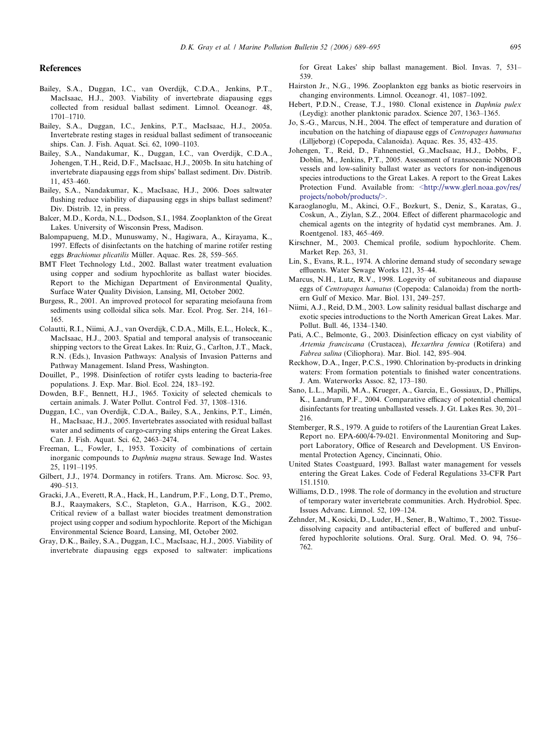## References

Bailey, S.A., Duggan, I.C., van Overdijk, C.D.A., Jenkins, P.T., MacIsaac, H.J., 2003. Viability of invertebrate diapausing eggs collected from residual ballast sediment. Limnol. Oceanogr. 48, 1701–1710.

Bailey, S.A., Duggan, I.C., Jenkins, P.T., MacIsaac, H.J., 2005a. Invertebrate resting stages in residual ballast sediment of transoceanic ships. Can. J. Fish. Aquat. Sci. 62, 1090–1103.

Bailey, S.A., Nandakumar, K., Duggan, I.C., van Overdijk, C.D.A., Johengen, T.H., Reid, D.F., MacIsaac, H.J., 2005b. In situ hatching of invertebrate diapausing eggs from ships' ballast sediment. Div. Distrib. 11, 453–460.

Bailey, S.A., Nandakumar, K., MacIsaac, H.J., 2006. Does saltwater flushing reduce viability of diapausing eggs in ships ballast sediment? Div. Distrib. 12, in press.

Balcer, M.D., Korda, N.L., Dodson, S.I., 1984. Zooplankton of the Great Lakes. University of Wisconsin Press, Madison.

Balompapueng, M.D., Munuswamy, N., Hagiwara, A., Kirayama, K., 1997. Effects of disinfectants on the hatching of marine rotifer resting eggs *Brachionus plicatilis* Müller. Aquac. Res. 28, 559–565.

BMT Fleet Technology Ltd., 2002. Ballast water treatment evaluation using copper and sodium hypochlorite as ballast water biocides. Report to the Michigan Department of Environmental Quality, Surface Water Quality Division, Lansing, MI, October 2002.

Burgess, R., 2001. An improved protocol for separating meiofauna from sediments using colloidal silica sols. Mar. Ecol. Prog. Ser. 214, 161–165.

Colautti, R.I., Niimi, A.J., van Overdijk, C.D.A., Mills, E.L., Holeck, K., MacIsaac, H.J., 2003. Spatial and temporal analysis of transoceanic shipping vectors to the Great Lakes. In: Ruiz, G., Carlton, J.T., Mack, R.N. (Eds.), Invasion Pathways: Analysis of Invasion Patterns and Pathway Management. Island Press, Washington.

Douillet, P., 1998. Disinfection of rotifer cysts leading to bacteria-free populations. J. Exp. Mar. Biol. Ecol. 224, 183–192.

Dowden, B.F., Bennett, H.J., 1965. Toxicity of selected chemicals to certain animals. J. Water Pollut. Control Fed. 37, 1308–1316.

Duggan, I.C., van Overdijk, C.D.A., Bailey, S.A., Jenkins, P.T., Limén, H., MacIsaac, H.J., 2005. Invertebrates associated with residual ballast water and sediments of cargo-carrying ships entering the Great Lakes. Can. J. Fish. Aquat. Sci. 62, 2463–2474.

Freeman, L., Fowler, I., 1953. Toxicity of combinations of certain inorganic compounds to *Daphnia magna* straus. Sewage Ind. Wastes 25, 1191–1195.

Gilbert, J.J., 1974. Dormancy in rotifers. Trans. Am. Microsc. Soc. 93, 490–513.

Gracki, J.A., Everett, R.A., Hack, H., Landrum, P.F., Long, D.T., Premo, B.J., Raaymakers, S.C., Stapleton, G.A., Harrison, K.G., 2002. Critical review of a ballast water biocides treatment demonstration project using copper and sodium hypochlorite. Report of the Michigan Environmental Science Board, Lansing, MI, October 2002.

Gray, D.K., Bailey, S.A., Duggan, I.C., MacIsaac, H.J., 2005. Viability of invertebrate diapausing eggs exposed to saltwater: implications for Great Lakes' ship ballast management. Biol. Invas. 7, 531–539.

Hairston Jr., N.G., 1996. Zooplankton egg banks as biotic reservoirs in changing environments. Limnol. Oceanogr. 41, 1087–1092.

Hebert, P.D.N., Crease, T.J., 1980. Clonal existence in *Daphnia pulex* (Leydig): another planktonic paradox. Science 207, 1363–1365.

Jo, S.-G., Marcus, N.H., 2004. The effect of temperature and duration of incubation on the hatching of diapause eggs of *Centropages hammatus* (Lilljeborg) (Copepoda, Calanoida). Aquac. Res. 35, 432–435.

Johengen, T., Reid, D., Fahnenestiel, G.,MacIsaac, H.J., Dobbs, F., Doblin, M., Jenkins, P.T., 2005. Assessment of transoceanic NOBOB vessels and low-salinity ballast water as vectors for non-indigenous species introductions to the Great Lakes. A report to the Great Lakes Protection Fund. Available from: <http://www.glerl.noaa.gov/res/projects/nobob/products/>.

Karaoglanoglu, M., Akinci, O.F., Bozkurt, S., Deniz, S., Karatas, G., Coskun, A., Ziylan, S.Z., 2004. Effect of different pharmacologic and chemical agents on the integrity of hydatid cyst membranes. Am. J. Roentgenol. 183, 465–469.

Kirschner, M., 2003. Chemical profile, sodium hypochlorite. Chem. Market Rep. 263, 31.

Lin, S., Evans, R.L., 1974. A chlorine demand study of secondary sewage effluents. Water Sewage Works 121, 35–44.

Marcus, N.H., Lutz, R.V., 1998. Logevity of subitaneous and diapause eggs of *Centropages hamatus* (Copepoda: Calanoida) from the northern Gulf of Mexico. Mar. Biol. 131, 249–257.

Niimi, A.J., Reid, D.M., 2003. Low salinity residual ballast discharge and exotic species introductions to the North American Great Lakes. Mar. Pollut. Bull. 46, 1334–1340.

Pati, A.C., Belmonte, G., 2003. Disinfection efficacy on cyst viability of *Artemia franciscana* (Crustacea), *Hexarthra fennica* (Rotifera) and *Fabrea salina* (Ciliophora). Mar. Biol. 142, 895–904.

Reckhow, D.A., Inger, P.C.S., 1990. Chlorination by-products in drinking waters: From formation potentials to finished water concentrations. J. Am. Waterworks Assoc. 82, 173–180.

Sano, L.L., Mapili, M.A., Krueger, A., Garcia, E., Gossiaux, D., Phillips, K., Landrum, P.F., 2004. Comparative efficacy of potential chemical disinfectants for treating unballasted vessels. J. Gt. Lakes Res. 30, 201–216.

Stemberger, R.S., 1979. A guide to rotifers of the Laurentian Great Lakes. Report no. EPA-600/4-79-021. Environmental Monitoring and Support Laboratory, Office of Research and Development. US Environmental Protection Agency, Cincinnati, Ohio.

United States Coastguard, 1993. Ballast water management for vessels entering the Great Lakes. Code of Federal Regulations 33-CFR Part 151.1510.

Williams, D.D., 1998. The role of dormancy in the evolution and structure of temporary water invertebrate communities. Arch. Hydrobiol. Spec. Issues Advanc. Limnol. 52, 109–124.

Zehnder, M., Kosicki, D., Luder, H., Sener, B., Waltimo, T., 2002. Tissue-dissolving capacity and antibacterial effect of buffered and unbuffered hypochlorite solutions. Oral. Surg. Oral. Med. O. 94, 756–762.